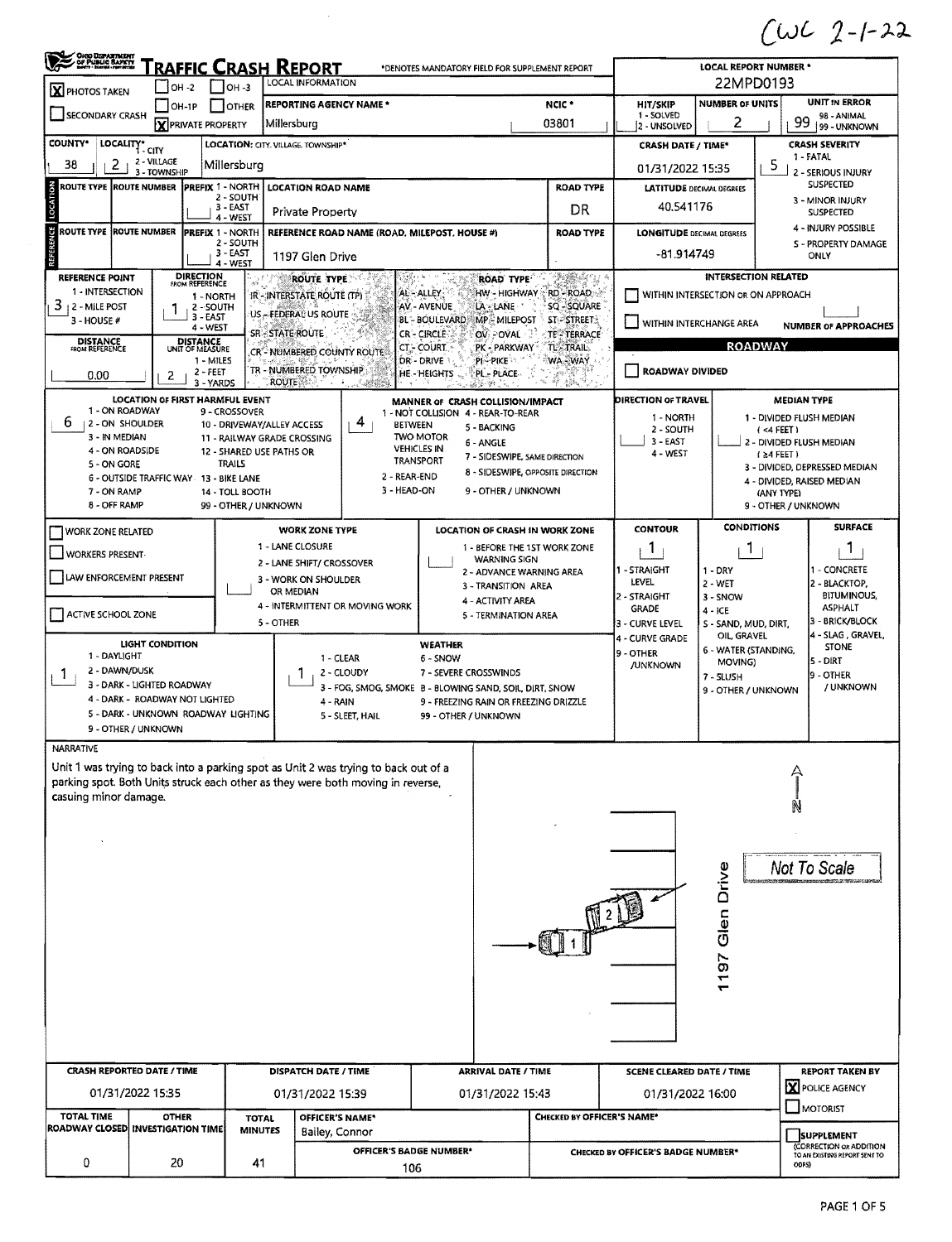CWC 2-1-22

# TRAFFIC CRASH REPORT

*DENOTES MANDATORY FIELD FOR SUPPLEMENT REPORT

**LOCAL REPORT NUMBER *** 22MPD0193

[X] PHOTOS TAKEN [ ] OH-2 [ ] OH-3 [ ] OH-1P [ ] OTHER [ ] SECONDARY CRASH [X] PRIVATE PROPERTY

LOCAL INFORMATION

| REPORTING AGENCY NAME * | NCIC * | HIT/SKIP | NUMBER OF UNITS | UNIT IN ERROR |
|---|---|---|---|---|
| Millersburg | 03801 | 1 - SOLVED 2 - UNSOLVED | 2 | 99 (98 - ANIMAL, 99 - UNKNOWN) |

| COUNTY* | LOCALITY* | LOCATION: CITY, VILLAGE, TOWNSHIP* | CRASH DATE / TIME* | CRASH SEVERITY |
|---|---|---|---|---|
| 38 | 2 (1 - CITY, 2 - VILLAGE, 3 - TOWNSHIP) | Millersburg | 01/31/2022 15:35 | 5 |

CRASH SEVERITY: 1 - FATAL, 2 - SERIOUS INJURY SUSPECTED, 3 - MINOR INJURY SUSPECTED, 4 - INJURY POSSIBLE, 5 - PROPERTY DAMAGE ONLY

## LOCATION

| ROUTE TYPE | ROUTE NUMBER | PREFIX | LOCATION ROAD NAME | ROAD TYPE | LATITUDE DECIMAL DEGREES |
|---|---|---|---|---|---|
| | | | Private Property | DR | 40.541176 |

PREFIX: 1 - NORTH, 2 - SOUTH, 3 - EAST, 4 - WEST

## REFERENCE

| ROUTE TYPE | ROUTE NUMBER | PREFIX | REFERENCE ROAD NAME (ROAD, MILEPOST, HOUSE #) | ROAD TYPE | LONGITUDE DECIMAL DEGREES |
|---|---|---|---|---|---|
| | | | 1197 Glen Drive | | -81.914749 |

| REFERENCE POINT | DIRECTION FROM REFERENCE | DISTANCE FROM REFERENCE | DISTANCE UNIT OF MEASURE |
|---|---|---|---|
| 3 | 1 | 0.00 | 2 |

REFERENCE POINT: 1 - INTERSECTION, 2 - MILE POST, 3 - HOUSE #
DIRECTION: 1 - NORTH, 2 - SOUTH, 3 - EAST, 4 - WEST
DISTANCE UNIT OF MEASURE: 1 - MILES, 2 - FEET, 3 - YARDS

ROUTE TYPE: IR - INTERSTATE ROUTE (TP), US - FEDERAL US ROUTE, SR - STATE ROUTE, CR - NUMBERED COUNTY ROUTE, TR - NUMBERED TOWNSHIP ROUTE

ROAD TYPE: AL - ALLEY, AV - AVENUE, BL - BOULEVARD, CR - CIRCLE, CT - COURT, DR - DRIVE, HE - HEIGHTS, HW - HIGHWAY, LA - LANE, MP - MILEPOST, OV - OVAL, PK - PARKWAY, PI - PIKE, PL - PLACE, RD - ROAD, SQ - SQUARE, ST - STREET, TE - TERRACE, TL - TRAIL, WA - WAY

INTERSECTION RELATED: [ ] WITHIN INTERSECTION OR ON APPROACH [ ] WITHIN INTERCHANGE AREA — NUMBER OF APPROACHES: ___

## ROADWAY

[ ] ROADWAY DIVIDED

| LOCATION OF FIRST HARMFUL EVENT | MANNER OF CRASH COLLISION/IMPACT | DIRECTION OF TRAVEL | MEDIAN TYPE |
|---|---|---|---|
| 6 | 4 | | |

LOCATION OF FIRST HARMFUL EVENT: 1 - ON ROADWAY, 2 - ON SHOULDER, 3 - IN MEDIAN, 4 - ON ROADSIDE, 5 - ON GORE, 6 - OUTSIDE TRAFFIC WAY, 7 - ON RAMP, 8 - OFF RAMP, 9 - CROSSOVER, 10 - DRIVEWAY/ALLEY ACCESS, 11 - RAILWAY GRADE CROSSING, 12 - SHARED USE PATHS OR TRAILS, 13 - BIKE LANE, 14 - TOLL BOOTH, 99 - OTHER / UNKNOWN

MANNER OF CRASH COLLISION/IMPACT: 1 - NOT COLLISION BETWEEN TWO MOTOR VEHICLES IN TRANSPORT, 2 - REAR-END, 3 - HEAD-ON, 4 - REAR-TO-REAR, 5 - BACKING, 6 - ANGLE, 7 - SIDESWIPE, SAME DIRECTION, 8 - SIDESWIPE, OPPOSITE DIRECTION, 9 - OTHER / UNKNOWN

DIRECTION OF TRAVEL: 1 - NORTH, 2 - SOUTH, 3 - EAST, 4 - WEST

MEDIAN TYPE: 1 - DIVIDED FLUSH MEDIAN (<4 FEET), 2 - DIVIDED FLUSH MEDIAN (≥4 FEET), 3 - DIVIDED, DEPRESSED MEDIAN, 4 - DIVIDED, RAISED MEDIAN (ANY TYPE), 9 - OTHER / UNKNOWN

[ ] WORK ZONE RELATED [ ] WORKERS PRESENT [ ] LAW ENFORCEMENT PRESENT [ ] ACTIVE SCHOOL ZONE

WORK ZONE TYPE: 1 - LANE CLOSURE, 2 - LANE SHIFT/ CROSSOVER, 3 - WORK ON SHOULDER OR MEDIAN, 4 - INTERMITTENT OR MOVING WORK, 5 - OTHER

LOCATION OF CRASH IN WORK ZONE: 1 - BEFORE THE 1ST WORK ZONE WARNING SIGN, 2 - ADVANCE WARNING AREA, 3 - TRANSITION AREA, 4 - ACTIVITY AREA, 5 - TERMINATION AREA

| CONTOUR | CONDITIONS | SURFACE |
|---|---|---|
| 1 | 1 | 1 |

CONTOUR: 1 - STRAIGHT LEVEL, 2 - STRAIGHT GRADE, 3 - CURVE LEVEL, 4 - CURVE GRADE, 9 - OTHER /UNKNOWN
CONDITIONS: 1 - DRY, 2 - WET, 3 - SNOW, 4 - ICE, 5 - SAND, MUD, DIRT, OIL, GRAVEL, 6 - WATER (STANDING, MOVING), 7 - SLUSH, 9 - OTHER / UNKNOWN
SURFACE: 1 - CONCRETE, 2 - BLACKTOP, BITUMINOUS, ASPHALT, 3 - BRICK/BLOCK, 4 - SLAG, GRAVEL, STONE, 5 - DIRT, 9 - OTHER / UNKNOWN

| LIGHT CONDITION | WEATHER |
|---|---|
| 1 | 1 |

LIGHT CONDITION: 1 - DAYLIGHT, 2 - DAWN/DUSK, 3 - DARK - LIGHTED ROADWAY, 4 - DARK - ROADWAY NOT LIGHTED, 5 - DARK - UNKNOWN ROADWAY LIGHTING, 9 - OTHER / UNKNOWN

WEATHER: 1 - CLEAR, 2 - CLOUDY, 3 - FOG, SMOG, SMOKE, 4 - RAIN, 5 - SLEET, HAIL, 6 - SNOW, 7 - SEVERE CROSSWINDS, 8 - BLOWING SAND, SOIL, DIRT, SNOW, 9 - FREEZING RAIN OR FREEZING DRIZZLE, 99 - OTHER / UNKNOWN

## NARRATIVE

Unit 1 was trying to back into a parking spot as Unit 2 was trying to back out of a parking spot. Both Units struck each other as they were both moving in reverse, casuing minor damage.

Not To Scale — 1197 Glen Drive — N

| CRASH REPORTED DATE / TIME | DISPATCH DATE / TIME | ARRIVAL DATE / TIME | SCENE CLEARED DATE / TIME | REPORT TAKEN BY |
|---|---|---|---|---|
| 01/31/2022 15:35 | 01/31/2022 15:39 | 01/31/2022 15:43 | 01/31/2022 16:00 | [X] POLICE AGENCY [ ] MOTORIST |

| TOTAL TIME ROADWAY CLOSED | OTHER INVESTIGATION TIME | TOTAL MINUTES | OFFICER'S NAME* | CHECKED BY OFFICER'S NAME* |
|---|---|---|---|---|
| 0 | 20 | 41 | Bailey, Connor | |

| OFFICER'S BADGE NUMBER* | CHECKED BY OFFICER'S BADGE NUMBER* |
|---|---|
| 106 | |

[ ] SUPPLEMENT (CORRECTION OR ADDITION TO AN EXISTING REPORT SENT TO ODPS)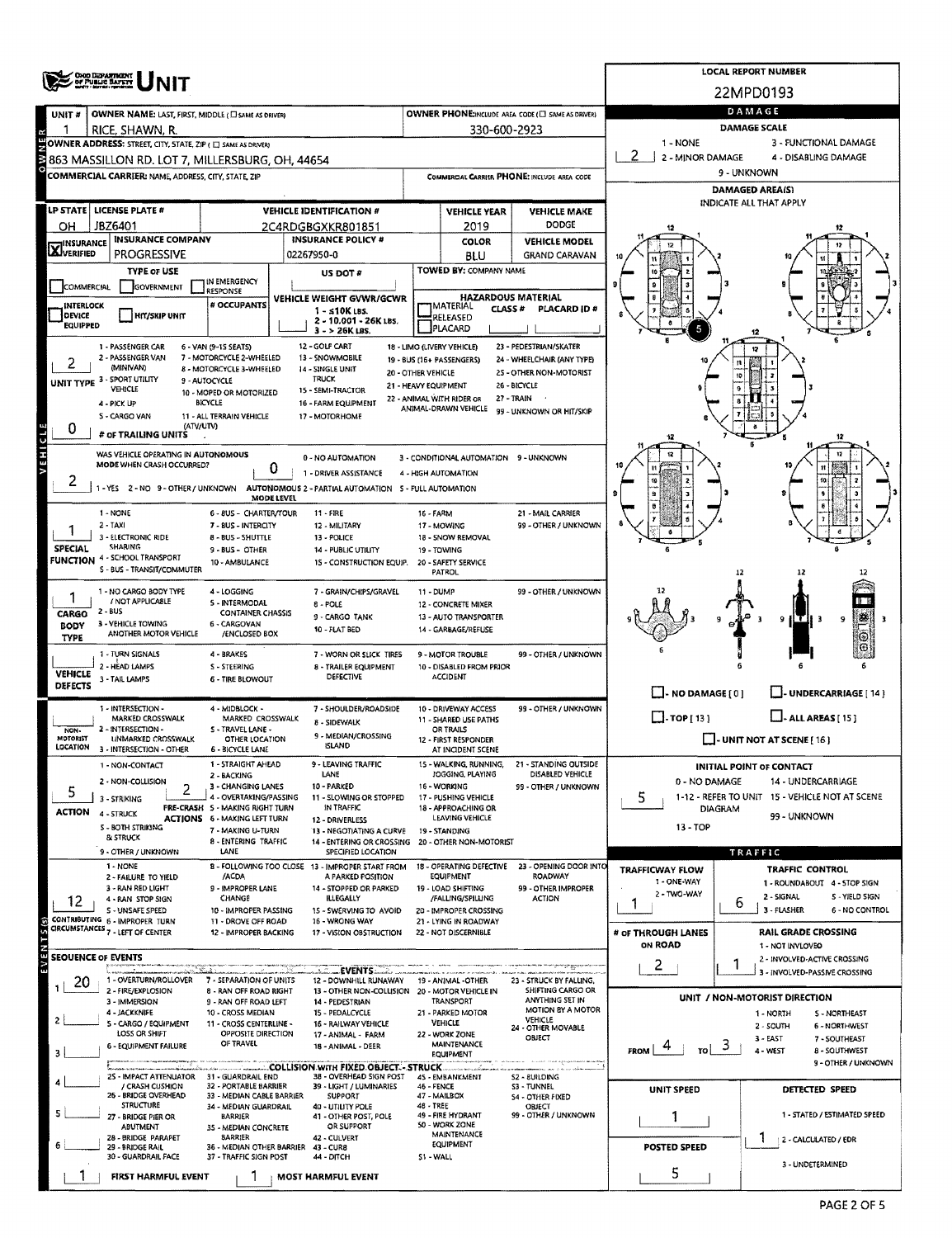# OHIO DEPARTMENT OF PUBLIC SAFETY — UNIT

**LOCAL REPORT NUMBER:** 22MPD0193

| Field | Value |
|---|---|
| UNIT # | 1 |
| OWNER NAME: LAST, FIRST, MIDDLE | RICE, SHAWN, R. |
| OWNER PHONE | 330-600-2923 |
| OWNER ADDRESS: STREET, CITY, STATE, ZIP | 863 MASSILLON RD. LOT 7, MILLERSBURG, OH, 44654 |
| COMMERCIAL CARRIER: NAME, ADDRESS, CITY, STATE, ZIP | |
| COMMERCIAL CARRIER PHONE | |
| LP STATE | OH |
| LICENSE PLATE # | JBZ6401 |
| VEHICLE IDENTIFICATION # | 2C4RDGBGXKR801851 |
| VEHICLE YEAR | 2019 |
| VEHICLE MAKE | DODGE |
| INSURANCE VERIFIED | X |
| INSURANCE COMPANY | PROGRESSIVE |
| INSURANCE POLICY # | 02267950-0 |
| COLOR | BLU |
| VEHICLE MODEL | GRAND CARAVAN |
| TYPE OF USE | |
| US DOT # | |
| TOWED BY: COMPANY NAME | |
| # OCCUPANTS | |
| VEHICLE WEIGHT GVWR/GCWR | 1 - ≤10K LBS. / 2 - 10.001 - 26K LBS. / 3 - > 26K LBS. |
| HAZARDOUS MATERIAL | |

## DAMAGE

DAMAGE SCALE: **2**

1 - NONE; 2 - MINOR DAMAGE; 3 - FUNCTIONAL DAMAGE; 4 - DISABLING DAMAGE; 9 - UNKNOWN

DAMAGED AREA(S) — INDICATE ALL THAT APPLY: **5**

☐ - NO DAMAGE [0] ☐ - UNDERCARRIAGE [14] ☐ - TOP [13] ☐ - ALL AREAS [15] ☐ - UNIT NOT AT SCENE [16]

## Vehicle

| Field | Value |
|---|---|
| UNIT TYPE | 2 |
| # OF TRAILING UNITS | 0 |
| WAS VEHICLE OPERATING IN AUTONOMOUS MODE WHEN CRASH OCCURRED? | 2 |
| AUTONOMOUS MODE LEVEL | 0 |
| SPECIAL FUNCTION | 1 |
| CARGO BODY TYPE | 1 |
| VEHICLE DEFECTS | |
| NON-MOTORIST LOCATION | |
| ACTION | 5 |
| PRE-CRASH ACTIONS | 2 |
| CONTRIBUTING CIRCUMSTANCES | 12 |

UNIT TYPE: 1 - PASSENGER CAR; 2 - PASSENGER VAN (MINIVAN); 3 - SPORT UTILITY VEHICLE; 4 - PICK UP; 5 - CARGO VAN; 6 - VAN (9-15 SEATS); 7 - MOTORCYCLE 2-WHEELED; 8 - MOTORCYCLE 3-WHEELED; 9 - AUTOCYCLE; 10 - MOPED OR MOTORIZED BICYCLE; 11 - ALL TERRAIN VEHICLE (ATV/UTV); 12 - GOLF CART; 13 - SNOWMOBILE; 14 - SINGLE UNIT TRUCK; 15 - SEMI-TRACTOR; 16 - FARM EQUIPMENT; 17 - MOTORHOME; 18 - LIMO (LIVERY VEHICLE); 19 - BUS (16+ PASSENGERS); 20 - OTHER VEHICLE; 21 - HEAVY EQUIPMENT; 22 - ANIMAL WITH RIDER OR ANIMAL-DRAWN VEHICLE; 23 - PEDESTRIAN/SKATER; 24 - WHEELCHAIR (ANY TYPE); 25 - OTHER NON-MOTORIST; 26 - BICYCLE; 27 - TRAIN; 99 - UNKNOWN OR HIT/SKIP

AUTONOMOUS: 1 - YES 2 - NO 9 - OTHER / UNKNOWN. MODE LEVEL: 0 - NO AUTOMATION; 1 - DRIVER ASSISTANCE; 2 - PARTIAL AUTOMATION; 3 - CONDITIONAL AUTOMATION; 4 - HIGH AUTOMATION; 5 - FULL AUTOMATION; 9 - UNKNOWN

SPECIAL FUNCTION: 1 - NONE; 2 - TAXI; 3 - ELECTRONIC RIDE SHARING; 4 - SCHOOL TRANSPORT; 5 - BUS - TRANSIT/COMMUTER; 6 - BUS - CHARTER/TOUR; 7 - BUS - INTERCITY; 8 - BUS - SHUTTLE; 9 - BUS - OTHER; 10 - AMBULANCE; 11 - FIRE; 12 - MILITARY; 13 - POLICE; 14 - PUBLIC UTILITY; 15 - CONSTRUCTION EQUIP.; 16 - FARM; 17 - MOWING; 18 - SNOW REMOVAL; 19 - TOWING; 20 - SAFETY SERVICE PATROL; 21 - MAIL CARRIER; 99 - OTHER / UNKNOWN

CARGO BODY TYPE: 1 - NO CARGO BODY TYPE / NOT APPLICABLE; 2 - BUS; 3 - VEHICLE TOWING ANOTHER MOTOR VEHICLE; 4 - LOGGING; 5 - INTERMODAL CONTAINER CHASSIS; 6 - CARGOVAN /ENCLOSED BOX; 7 - GRAIN/CHIPS/GRAVEL; 8 - POLE; 9 - CARGO TANK; 10 - FLAT BED; 11 - DUMP; 12 - CONCRETE MIXER; 13 - AUTO TRANSPORTER; 14 - GARBAGE/REFUSE; 99 - OTHER / UNKNOWN

VEHICLE DEFECTS: 1 - TURN SIGNALS; 2 - HEAD LAMPS; 3 - TAIL LAMPS; 4 - BRAKES; 5 - STEERING; 6 - TIRE BLOWOUT; 7 - WORN OR SLICK TIRES; 8 - TRAILER EQUIPMENT DEFECTIVE; 9 - MOTOR TROUBLE; 10 - DISABLED FROM PRIOR ACCIDENT; 99 - OTHER / UNKNOWN

NON-MOTORIST LOCATION: 1 - INTERSECTION - MARKED CROSSWALK; 2 - INTERSECTION - UNMARKED CROSSWALK; 3 - INTERSECTION - OTHER; 4 - MIDBLOCK - MARKED CROSSWALK; 5 - TRAVEL LANE - OTHER LOCATION; 6 - BICYCLE LANE; 7 - SHOULDER/ROADSIDE; 8 - SIDEWALK; 9 - MEDIAN/CROSSING ISLAND; 10 - DRIVEWAY ACCESS; 11 - SHARED USE PATHS OR TRAILS; 12 - FIRST RESPONDER AT INCIDENT SCENE; 99 - OTHER / UNKNOWN

ACTION: 1 - NON-CONTACT; 2 - NON-COLLISION; 3 - STRIKING; 4 - STRUCK; 5 - BOTH STRIKING & STRUCK; 9 - OTHER / UNKNOWN

PRE-CRASH ACTIONS: 1 - STRAIGHT AHEAD; 2 - BACKING; 3 - CHANGING LANES; 4 - OVERTAKING/PASSING; 5 - MAKING RIGHT TURN; 6 - MAKING LEFT TURN; 7 - MAKING U-TURN; 8 - ENTERING TRAFFIC LANE; 9 - LEAVING TRAFFIC LANE; 10 - PARKED; 11 - SLOWING OR STOPPED IN TRAFFIC; 12 - DRIVERLESS; 13 - NEGOTIATING A CURVE; 14 - ENTERING OR CROSSING SPECIFIED LOCATION; 15 - WALKING, RUNNING, JOGGING, PLAYING; 16 - WORKING; 17 - PUSHING VEHICLE; 18 - APPROACHING OR LEAVING VEHICLE; 19 - STANDING; 20 - OTHER NON-MOTORIST; 21 - STANDING OUTSIDE DISABLED VEHICLE; 99 - OTHER / UNKNOWN

CONTRIBUTING CIRCUMSTANCES: 1 - NONE; 2 - FAILURE TO YIELD; 3 - RAN RED LIGHT; 4 - RAN STOP SIGN; 5 - UNSAFE SPEED; 6 - IMPROPER TURN; 7 - LEFT OF CENTER; 8 - FOLLOWING TOO CLOSE /ACDA; 9 - IMPROPER LANE CHANGE; 10 - IMPROPER PASSING; 11 - DROVE OFF ROAD; 12 - IMPROPER BACKING; 13 - IMPROPER START FROM A PARKED POSITION; 14 - STOPPED OR PARKED ILLEGALLY; 15 - SWERVING TO AVOID; 16 - WRONG WAY; 17 - VISION OBSTRUCTION; 18 - OPERATING DEFECTIVE EQUIPMENT; 19 - LOAD SHIFTING /FALLING/SPILLING; 20 - IMPROPER CROSSING; 21 - LYING IN ROADWAY; 22 - NOT DISCERNIBLE; 23 - OPENING DOOR INTO ROADWAY; 99 - OTHER IMPROPER ACTION

## SEQUENCE OF EVENTS

| # | Event |
|---|---|
| 1 | 20 |
| 2 | |
| 3 | |
| 4 | |
| 5 | |
| 6 | |

EVENTS: 1 - OVERTURN/ROLLOVER; 2 - FIRE/EXPLOSION; 3 - IMMERSION; 4 - JACKKNIFE; 5 - CARGO / EQUIPMENT LOSS OR SHIFT; 6 - EQUIPMENT FAILURE; 7 - SEPARATION OF UNITS; 8 - RAN OFF ROAD RIGHT; 9 - RAN OFF ROAD LEFT; 10 - CROSS MEDIAN; 11 - CROSS CENTERLINE - OPPOSITE DIRECTION OF TRAVEL; 12 - DOWNHILL RUNAWAY; 13 - OTHER NON-COLLISION; 14 - PEDESTRIAN; 15 - PEDALCYCLE; 16 - RAILWAY VEHICLE; 17 - ANIMAL - FARM; 18 - ANIMAL - DEER; 19 - ANIMAL -OTHER; 20 - MOTOR VEHICLE IN TRANSPORT; 21 - PARKED MOTOR VEHICLE; 22 - WORK ZONE MAINTENANCE EQUIPMENT; 23 - STRUCK BY FALLING, SHIFTING CARGO OR ANYTHING SET IN MOTION BY A MOTOR VEHICLE; 24 - OTHER MOVABLE OBJECT

COLLISION WITH FIXED OBJECT - STRUCK: 25 - IMPACT ATTENUATOR / CRASH CUSHION; 26 - BRIDGE OVERHEAD STRUCTURE; 27 - BRIDGE PIER OR ABUTMENT; 28 - BRIDGE PARAPET; 29 - BRIDGE RAIL; 30 - GUARDRAIL FACE; 31 - GUARDRAIL END; 32 - PORTABLE BARRIER; 33 - MEDIAN CABLE BARRIER; 34 - MEDIAN GUARDRAIL BARRIER; 35 - MEDIAN CONCRETE BARRIER; 36 - MEDIAN OTHER BARRIER; 37 - TRAFFIC SIGN POST; 38 - OVERHEAD SIGN POST; 39 - LIGHT / LUMINARIES SUPPORT; 40 - UTILITY POLE; 41 - OTHER POST, POLE OR SUPPORT; 42 - CULVERT; 43 - CURB; 44 - DITCH; 45 - EMBANKMENT; 46 - FENCE; 47 - MAILBOX; 48 - TREE; 49 - FIRE HYDRANT; 50 - WORK ZONE MAINTENANCE EQUIPMENT; 51 - WALL; 52 - BUILDING; 53 - TUNNEL; 54 - OTHER FIXED OBJECT; 99 - OTHER / UNKNOWN

FIRST HARMFUL EVENT: **1** MOST HARMFUL EVENT: **1**

## INITIAL POINT OF CONTACT

**5**

0 - NO DAMAGE; 1-12 - REFER TO UNIT DIAGRAM; 13 - TOP; 14 - UNDERCARRIAGE; 15 - VEHICLE NOT AT SCENE; 99 - UNKNOWN

## TRAFFIC

| Field | Value |
|---|---|
| TRAFFICWAY FLOW (1 - ONE-WAY; 2 - TWO-WAY) | 1 |
| TRAFFIC CONTROL | 6 |
| # OF THROUGH LANES ON ROAD | 2 |
| RAIL GRADE CROSSING | 1 |

TRAFFIC CONTROL: 1 - ROUNDABOUT; 2 - SIGNAL; 3 - FLASHER; 4 - STOP SIGN; 5 - YIELD SIGN; 6 - NO CONTROL

RAIL GRADE CROSSING: 1 - NOT INVLOVED; 2 - INVOLVED-ACTIVE CROSSING; 3 - INVOLVED-PASSIVE CROSSING

## UNIT / NON-MOTORIST DIRECTION

FROM **4** TO **3**

1 - NORTH; 2 - SOUTH; 3 - EAST; 4 - WEST; 5 - NORTHEAST; 6 - NORTHWEST; 7 - SOUTHEAST; 8 - SOUTHWEST; 9 - OTHER / UNKNOWN

| UNIT SPEED | DETECTED SPEED |
|---|---|
| 1 | 1 |

DETECTED SPEED: 1 - STATED / ESTIMATED SPEED; 2 - CALCULATED / EDR; 3 - UNDETERMINED

POSTED SPEED: **5**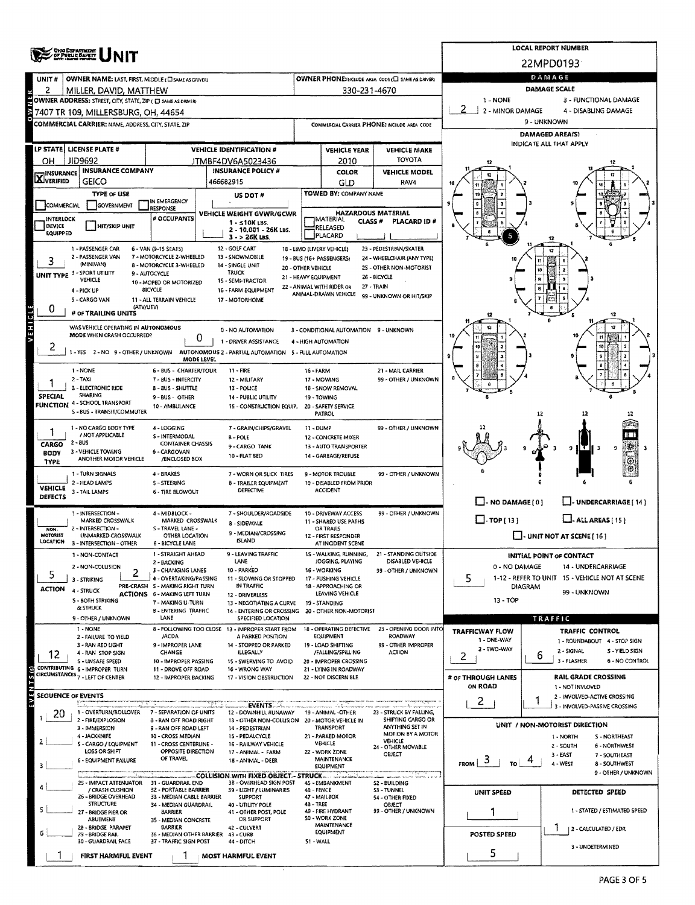# UNIT

**LOCAL REPORT NUMBER:** 22MPD0193

| Field | Value |
|---|---|
| UNIT # | 2 |
| OWNER NAME: LAST, FIRST, MIDDLE | MILLER, DAVID, MATTHEW |
| OWNER PHONE | 330-231-4670 |
| OWNER ADDRESS | 7407 TR 109, MILLERSBURG, OH, 44654 |
| COMMERCIAL CARRIER | |
| COMMERCIAL CARRIER PHONE | |
| LP STATE | OH |
| LICENSE PLATE # | JID9692 |
| VEHICLE IDENTIFICATION # | JTMBF4DV6A5023436 |
| VEHICLE YEAR | 2010 |
| VEHICLE MAKE | TOYOTA |
| INSURANCE VERIFIED | X |
| INSURANCE COMPANY | GEICO |
| INSURANCE POLICY # | 466682915 |
| COLOR | GLD |
| VEHICLE MODEL | RAV4 |
| TYPE OF USE | |
| US DOT # | |
| TOWED BY: COMPANY NAME | |
| # OCCUPANTS | |
| VEHICLE WEIGHT GVWR/GCWR | 1 - ≤10K LBS. 2 - 10,001 - 26K LBS. 3 - > 26K LBS. |
| HAZARDOUS MATERIAL | CLASS # / PLACARD ID # |
| UNIT TYPE | 3 |
| # OF TRAILING UNITS | 0 |
| WAS VEHICLE OPERATING IN AUTONOMOUS MODE WHEN CRASH OCCURRED? | 2 |
| AUTONOMOUS MODE LEVEL | 0 |
| SPECIAL FUNCTION | 1 |
| CARGO BODY TYPE | 1 |
| VEHICLE DEFECTS | |
| NON-MOTORIST LOCATION | |
| ACTION | 5 |
| PRE-CRASH ACTIONS | 2 |
| CONTRIBUTING CIRCUMSTANCES | 12 |

**UNIT TYPE:** 1 - PASSENGER CAR; 2 - PASSENGER VAN (MINIVAN); 3 - SPORT UTILITY VEHICLE; 4 - PICK UP; 5 - CARGO VAN; 6 - VAN (9-15 SEATS); 7 - MOTORCYCLE 2-WHEELED; 8 - MOTORCYCLE 3-WHEELED; 9 - AUTOCYCLE; 10 - MOPED OR MOTORIZED BICYCLE; 11 - ALL TERRAIN VEHICLE (ATV/UTV); 12 - GOLF CART; 13 - SNOWMOBILE; 14 - SINGLE UNIT TRUCK; 15 - SEMI-TRACTOR; 16 - FARM EQUIPMENT; 17 - MOTORHOME; 18 - LIMO (LIVERY VEHICLE); 19 - BUS (16+ PASSENGERS); 20 - OTHER VEHICLE; 21 - HEAVY EQUIPMENT; 22 - ANIMAL WITH RIDER OR ANIMAL-DRAWN VEHICLE; 23 - PEDESTRIAN/SKATER; 24 - WHEELCHAIR (ANY TYPE); 25 - OTHER NON-MOTORIST; 26 - BICYCLE; 27 - TRAIN; 99 - UNKNOWN OR HIT/SKIP

**AUTONOMOUS:** 1 - YES; 2 - NO; 9 - OTHER / UNKNOWN. MODE LEVEL: 0 - NO AUTOMATION; 1 - DRIVER ASSISTANCE; 2 - PARTIAL AUTOMATION; 3 - CONDITIONAL AUTOMATION; 4 - HIGH AUTOMATION; 5 - FULL AUTOMATION; 9 - UNKNOWN

**SPECIAL FUNCTION:** 1 - NONE; 2 - TAXI; 3 - ELECTRONIC RIDE SHARING; 4 - SCHOOL TRANSPORT; 5 - BUS - TRANSIT/COMMUTER; 6 - BUS - CHARTER/TOUR; 7 - BUS - INTERCITY; 8 - BUS - SHUTTLE; 9 - BUS - OTHER; 10 - AMBULANCE; 11 - FIRE; 12 - MILITARY; 13 - POLICE; 14 - PUBLIC UTILITY; 15 - CONSTRUCTION EQUIP.; 16 - FARM; 17 - MOWING; 18 - SNOW REMOVAL; 19 - TOWING; 20 - SAFETY SERVICE PATROL; 21 - MAIL CARRIER; 99 - OTHER / UNKNOWN

**CARGO BODY TYPE:** 1 - NO CARGO BODY TYPE / NOT APPLICABLE; 2 - BUS; 3 - VEHICLE TOWING ANOTHER MOTOR VEHICLE; 4 - LOGGING; 5 - INTERMODAL CONTAINER CHASSIS; 6 - CARGOVAN /ENCLOSED BOX; 7 - GRAIN/CHIPS/GRAVEL; 8 - POLE; 9 - CARGO TANK; 10 - FLAT BED; 11 - DUMP; 12 - CONCRETE MIXER; 13 - AUTO TRANSPORTER; 14 - GARBAGE/REFUSE; 99 - OTHER / UNKNOWN

**VEHICLE DEFECTS:** 1 - TURN SIGNALS; 2 - HEAD LAMPS; 3 - TAIL LAMPS; 4 - BRAKES; 5 - STEERING; 6 - TIRE BLOWOUT; 7 - WORN OR SLICK TIRES; 8 - TRAILER EQUIPMENT DEFECTIVE; 9 - MOTOR TROUBLE; 10 - DISABLED FROM PRIOR ACCIDENT; 99 - OTHER / UNKNOWN

**NON-MOTORIST LOCATION:** 1 - INTERSECTION - MARKED CROSSWALK; 2 - INTERSECTION - UNMARKED CROSSWALK; 3 - INTERSECTION - OTHER; 4 - MIDBLOCK - MARKED CROSSWALK; 5 - TRAVEL LANE - OTHER LOCATION; 6 - BICYCLE LANE; 7 - SHOULDER/ROADSIDE; 8 - SIDEWALK; 9 - MEDIAN/CROSSING ISLAND; 10 - DRIVEWAY ACCESS; 11 - SHARED USE PATHS OR TRAILS; 12 - FIRST RESPONDER AT INCIDENT SCENE; 99 - OTHER / UNKNOWN

**ACTION:** 1 - NON-CONTACT; 2 - NON-COLLISION; 3 - STRIKING; 4 - STRUCK; 5 - BOTH STRIKING & STRUCK; 9 - OTHER / UNKNOWN

**PRE-CRASH ACTIONS:** 1 - STRAIGHT AHEAD; 2 - BACKING; 3 - CHANGING LANES; 4 - OVERTAKING/PASSING; 5 - MAKING RIGHT TURN; 6 - MAKING LEFT TURN; 7 - MAKING U-TURN; 8 - ENTERING TRAFFIC LANE; 9 - LEAVING TRAFFIC LANE; 10 - PARKED; 11 - SLOWING OR STOPPED IN TRAFFIC; 12 - DRIVERLESS; 13 - NEGOTIATING A CURVE; 14 - ENTERING OR CROSSING SPECIFIED LOCATION; 15 - WALKING, RUNNING, JOGGING, PLAYING; 16 - WORKING; 17 - PUSHING VEHICLE; 18 - APPROACHING OR LEAVING VEHICLE; 19 - STANDING; 20 - OTHER NON-MOTORIST; 21 - STANDING OUTSIDE DISABLED VEHICLE; 99 - OTHER / UNKNOWN

**CONTRIBUTING CIRCUMSTANCES:** 1 - NONE; 2 - FAILURE TO YIELD; 3 - RAN RED LIGHT; 4 - RAN STOP SIGN; 5 - UNSAFE SPEED; 6 - IMPROPER TURN; 7 - LEFT OF CENTER; 8 - FOLLOWING TOO CLOSE /ACDA; 9 - IMPROPER LANE CHANGE; 10 - IMPROPER PASSING; 11 - DROVE OFF ROAD; 12 - IMPROPER BACKING; 13 - IMPROPER START FROM A PARKED POSITION; 14 - STOPPED OR PARKED ILLEGALLY; 15 - SWERVING TO AVOID; 16 - WRONG WAY; 17 - VISION OBSTRUCTION; 18 - OPERATING DEFECTIVE EQUIPMENT; 19 - LOAD SHIFTING /FALLING/SPILLING; 20 - IMPROPER CROSSING; 21 - LYING IN ROADWAY; 22 - NOT DISCERNIBLE; 23 - OPENING DOOR INTO ROADWAY; 99 - OTHER IMPROPER ACTION

## SEQUENCE OF EVENTS

| # | Event |
|---|---|
| 1 | 20 |
| 2 | |
| 3 | |
| 4 | |
| 5 | |
| 6 | |

FIRST HARMFUL EVENT: 1 | MOST HARMFUL EVENT: 1

**EVENTS:** 1 - OVERTURN/ROLLOVER; 2 - FIRE/EXPLOSION; 3 - IMMERSION; 4 - JACKKNIFE; 5 - CARGO / EQUIPMENT LOSS OR SHIFT; 6 - EQUIPMENT FAILURE; 7 - SEPARATION OF UNITS; 8 - RAN OFF ROAD RIGHT; 9 - RAN OFF ROAD LEFT; 10 - CROSS MEDIAN; 11 - CROSS CENTERLINE - OPPOSITE DIRECTION OF TRAVEL; 12 - DOWNHILL RUNAWAY; 13 - OTHER NON-COLLISION; 14 - PEDESTRIAN; 15 - PEDALCYCLE; 16 - RAILWAY VEHICLE; 17 - ANIMAL - FARM; 18 - ANIMAL - DEER; 19 - ANIMAL -OTHER; 20 - MOTOR VEHICLE IN TRANSPORT; 21 - PARKED MOTOR VEHICLE; 22 - WORK ZONE MAINTENANCE EQUIPMENT; 23 - STRUCK BY FALLING, SHIFTING CARGO OR ANYTHING SET IN MOTION BY A MOTOR VEHICLE; 24 - OTHER MOVABLE OBJECT

**COLLISION WITH FIXED OBJECT - STRUCK:** 25 - IMPACT ATTENUATOR / CRASH CUSHION; 26 - BRIDGE OVERHEAD STRUCTURE; 27 - BRIDGE PIER OR ABUTMENT; 28 - BRIDGE PARAPET; 29 - BRIDGE RAIL; 30 - GUARDRAIL FACE; 31 - GUARDRAIL END; 32 - PORTABLE BARRIER; 33 - MEDIAN CABLE BARRIER; 34 - MEDIAN GUARDRAIL BARRIER; 35 - MEDIAN CONCRETE BARRIER; 36 - MEDIAN OTHER BARRIER; 37 - TRAFFIC SIGN POST; 38 - OVERHEAD SIGN POST; 39 - LIGHT / LUMINARIES SUPPORT; 40 - UTILITY POLE; 41 - OTHER POST, POLE OR SUPPORT; 42 - CULVERT; 43 - CURB; 44 - DITCH; 45 - EMBANKMENT; 46 - FENCE; 47 - MAILBOX; 48 - TREE; 49 - FIRE HYDRANT; 50 - WORK ZONE MAINTENANCE EQUIPMENT; 51 - WALL; 52 - BUILDING; 53 - TUNNEL; 54 - OTHER FIXED OBJECT; 99 - OTHER / UNKNOWN

## DAMAGE

**DAMAGE SCALE:** 2 (1 - NONE; 2 - MINOR DAMAGE; 3 - FUNCTIONAL DAMAGE; 4 - DISABLING DAMAGE; 9 - UNKNOWN)

**DAMAGED AREA(S):** 5

☐ NO DAMAGE [0] ☐ UNDERCARRIAGE [14] ☐ TOP [13] ☐ ALL AREAS [15] ☐ UNIT NOT AT SCENE [16]

**INITIAL POINT OF CONTACT:** 5 (0 - NO DAMAGE; 1-12 - REFER TO UNIT DIAGRAM; 13 - TOP; 14 - UNDERCARRIAGE; 15 - VEHICLE NOT AT SCENE; 99 - UNKNOWN)

## TRAFFIC

| Field | Value |
|---|---|
| TRAFFICWAY FLOW (1 - ONE-WAY; 2 - TWO-WAY) | 2 |
| TRAFFIC CONTROL (1 - ROUNDABOUT; 2 - SIGNAL; 3 - FLASHER; 4 - STOP SIGN; 5 - YIELD SIGN; 6 - NO CONTROL) | 6 |
| # OF THROUGH LANES ON ROAD | 2 |
| RAIL GRADE CROSSING (1 - NOT INVOLVED; 2 - INVOLVED-ACTIVE CROSSING; 3 - INVOLVED-PASSIVE CROSSING) | 1 |

**UNIT / NON-MOTORIST DIRECTION:** FROM 3 TO 4

(1 - NORTH; 2 - SOUTH; 3 - EAST; 4 - WEST; 5 - NORTHEAST; 6 - NORTHWEST; 7 - SOUTHEAST; 8 - SOUTHWEST; 9 - OTHER / UNKNOWN)

| Field | Value |
|---|---|
| UNIT SPEED | 1 |
| POSTED SPEED | 5 |
| DETECTED SPEED (1 - STATED / ESTIMATED SPEED; 2 - CALCULATED / EDR; 3 - UNDETERMINED) | 1 |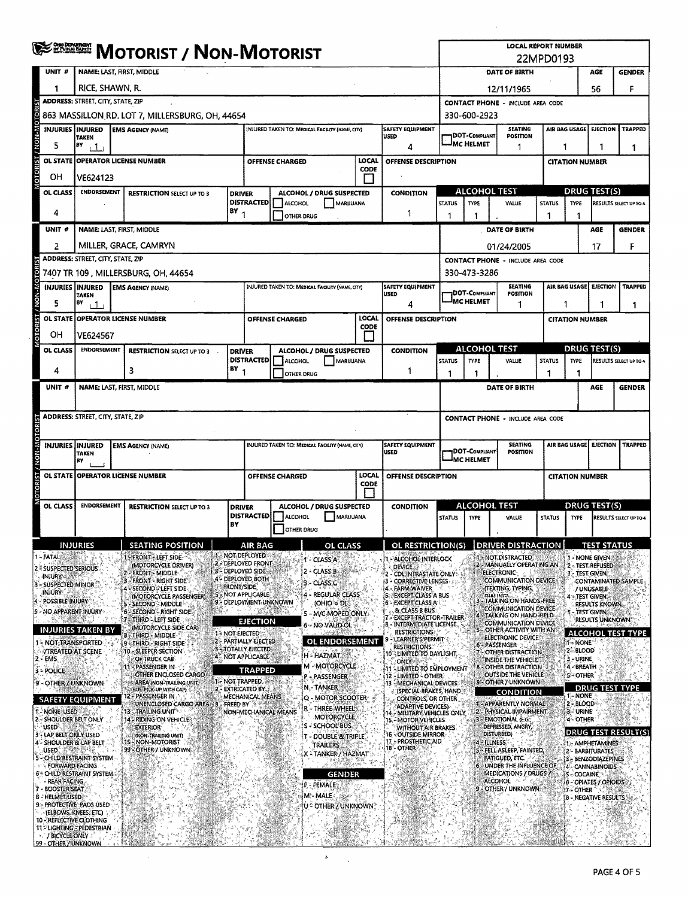# MOTORIST / NON-MOTORIST

**LOCAL REPORT NUMBER:** 22MPD0193

## Unit 1

| UNIT # | NAME: LAST, FIRST, MIDDLE | DATE OF BIRTH | AGE | GENDER |
|---|---|---|---|---|
| 1 | RICE, SHAWN, R. | 12/11/1965 | 56 | F |

| ADDRESS: STREET, CITY, STATE, ZIP | CONTACT PHONE - INCLUDE AREA CODE |
|---|---|
| 863 MASSILLON RD. LOT 7, MILLERSBURG, OH, 44654 | 330-600-2923 |

| INJURIES | INJURED TAKEN BY | EMS AGENCY (NAME) | INJURED TAKEN TO: MEDICAL FACILITY (NAME, CITY) | SAFETY EQUIPMENT USED | DOT-COMPLIANT MC HELMET | SEATING POSITION | AIR BAG USAGE | EJECTION | TRAPPED |
|---|---|---|---|---|---|---|---|---|---|
| 5 | 1 | | | 4 | | 1 | 1 | 1 | 1 |

| OL STATE | OPERATOR LICENSE NUMBER | OFFENSE CHARGED | LOCAL CODE | OFFENSE DESCRIPTION | CITATION NUMBER |
|---|---|---|---|---|---|
| OH | VE624123 | | | | |

| OL CLASS | ENDORSEMENT | RESTRICTION SELECT UP TO 3 | DRIVER DISTRACTED BY | ALCOHOL / DRUG SUSPECTED | CONDITION | ALCOHOL TEST STATUS | ALCOHOL TEST TYPE | ALCOHOL TEST VALUE | DRUG TEST STATUS | DRUG TEST TYPE | DRUG TEST RESULTS SELECT UP TO 4 |
|---|---|---|---|---|---|---|---|---|---|---|---|
| 4 | | | 1 | | 1 | 1 | 1 | . | 1 | 1 | |

## Unit 2

| UNIT # | NAME: LAST, FIRST, MIDDLE | DATE OF BIRTH | AGE | GENDER |
|---|---|---|---|---|
| 2 | MILLER, GRACE, CAMRYN | 01/24/2005 | 17 | F |

| ADDRESS: STREET, CITY, STATE, ZIP | CONTACT PHONE - INCLUDE AREA CODE |
|---|---|
| 7407 TR 109 , MILLERSBURG, OH, 44654 | 330-473-3286 |

| INJURIES | INJURED TAKEN BY | EMS AGENCY (NAME) | INJURED TAKEN TO: MEDICAL FACILITY (NAME, CITY) | SAFETY EQUIPMENT USED | DOT-COMPLIANT MC HELMET | SEATING POSITION | AIR BAG USAGE | EJECTION | TRAPPED |
|---|---|---|---|---|---|---|---|---|---|
| 5 | 1 | | | 4 | | 1 | 1 | 1 | 1 |

| OL STATE | OPERATOR LICENSE NUMBER | OFFENSE CHARGED | LOCAL CODE | OFFENSE DESCRIPTION | CITATION NUMBER |
|---|---|---|---|---|---|
| OH | VE624567 | | | | |

| OL CLASS | ENDORSEMENT | RESTRICTION SELECT UP TO 3 | DRIVER DISTRACTED BY | ALCOHOL / DRUG SUSPECTED | CONDITION | ALCOHOL TEST STATUS | ALCOHOL TEST TYPE | ALCOHOL TEST VALUE | DRUG TEST STATUS | DRUG TEST TYPE | DRUG TEST RESULTS SELECT UP TO 4 |
|---|---|---|---|---|---|---|---|---|---|---|---|
| 4 | | 3 | 1 | | 1 | 1 | 1 | . | 1 | 1 | |

## Unit (blank)

| UNIT # | NAME: LAST, FIRST, MIDDLE | DATE OF BIRTH | AGE | GENDER |
|---|---|---|---|---|
| | | | | |

| ADDRESS: STREET, CITY, STATE, ZIP | CONTACT PHONE - INCLUDE AREA CODE |
|---|---|
| | |

| INJURIES | INJURED TAKEN BY | EMS AGENCY (NAME) | INJURED TAKEN TO: MEDICAL FACILITY (NAME, CITY) | SAFETY EQUIPMENT USED | DOT-COMPLIANT MC HELMET | SEATING POSITION | AIR BAG USAGE | EJECTION | TRAPPED |
|---|---|---|---|---|---|---|---|---|---|
| | | | | | | | | | |

| OL STATE | OPERATOR LICENSE NUMBER | OFFENSE CHARGED | LOCAL CODE | OFFENSE DESCRIPTION | CITATION NUMBER |
|---|---|---|---|---|---|
| | | | | | |

| OL CLASS | ENDORSEMENT | RESTRICTION SELECT UP TO 3 | DRIVER DISTRACTED BY | ALCOHOL / DRUG SUSPECTED | CONDITION | ALCOHOL TEST STATUS | ALCOHOL TEST TYPE | ALCOHOL TEST VALUE | DRUG TEST STATUS | DRUG TEST TYPE | DRUG TEST RESULTS SELECT UP TO 4 |
|---|---|---|---|---|---|---|---|---|---|---|---|
| | | | | | | | | . | | | |

## Codes

**INJURIES**
1 - FATAL
2 - SUSPECTED SERIOUS INJURY
3 - SUSPECTED MINOR INJURY
4 - POSSIBLE INJURY
5 - NO APPARENT INJURY

**INJURIES TAKEN BY**
1 - NOT TRANSPORTED /TREATED AT SCENE
2 - EMS
3 - POLICE
9 - OTHER / UNKNOWN

**SAFETY EQUIPMENT**
1 - NONE USED
2 - SHOULDER BELT ONLY USED
3 - LAP BELT ONLY USED
4 - SHOULDER & LAP BELT USED
5 - CHILD RESTRAINT SYSTEM - FORWARD FACING
6 - CHILD RESTRAINT SYSTEM - REAR FACING
7 - BOOSTER SEAT
8 - HELMET USED
9 - PROTECTIVE PADS USED (ELBOWS, KNEES, ETC)
10 - REFLECTIVE CLOTHING
11 - LIGHTING - PEDESTRIAN / BICYCLE ONLY
99 - OTHER / UNKNOWN

**SEATING POSITION**
1 - FRONT - LEFT SIDE (MOTORCYCLE DRIVER)
2 - FRONT - MIDDLE
3 - FRONT - RIGHT SIDE
4 - SECOND - LEFT SIDE (MOTORCYCLE PASSENGER)
5 - SECOND - MIDDLE
6 - SECOND - RIGHT SIDE
7 - THIRD - LEFT SIDE (MOTORCYCLE SIDE CAR)
8 - THIRD - MIDDLE
9 - THIRD - RIGHT SIDE
10 - SLEEPER SECTION OF TRUCK CAB
11 - PASSENGER IN OTHER ENCLOSED CARGO AREA (NON-TRAILING UNIT, BUS, PICK-UP WITH CAP)
12 - PASSENGER IN UNENCLOSED CARGO AREA
13 - TRAILING UNIT
14 - RIDING ON VEHICLE EXTERIOR (NON-TRAILING UNIT)
15 - NON-MOTORIST
99 - OTHER / UNKNOWN

**AIR BAG**
1 - NOT DEPLOYED
2 - DEPLOYED FRONT
3 - DEPLOYED SIDE
4 - DEPLOYED BOTH FRONT/SIDE
5 - NOT APPLICABLE
9 - DEPLOYMENT UNKNOWN

**EJECTION**
1 - NOT EJECTED
2 - PARTIALLY EJECTED
3 - TOTALLY EJECTED
4 - NOT APPLICABLE

**TRAPPED**
1 - NOT TRAPPED
2 - EXTRICATED BY MECHANICAL MEANS
3 - FREED BY NON-MECHANICAL MEANS

**OL CLASS**
1 - CLASS A
2 - CLASS B
3 - CLASS C
4 - REGULAR CLASS (OHIO = D)
5 - M/C MOPED ONLY
6 - NO VALID OL

**OL ENDORSEMENT**
H - HAZMAT
M - MOTORCYCLE
P - PASSENGER
N - TANKER
Q - MOTOR SCOOTER
R - THREE-WHEEL MOTORCYCLE
S - SCHOOL BUS
T - DOUBLE & TRIPLE TRAILERS
X - TANKER / HAZMAT

**GENDER**
F - FEMALE
M - MALE
U - OTHER / UNKNOWN

**OL RESTRICTION(S)**
1 - ALCOHOL INTERLOCK DEVICE
2 - CDL INTRASTATE ONLY
3 - CORRECTIVE LENSES
4 - FARM WAIVER
5 - EXCEPT CLASS A BUS
6 - EXCEPT CLASS A & CLASS B BUS
7 - EXCEPT TRACTOR-TRAILER
8 - INTERMEDIATE LICENSE RESTRICTIONS
9 - LEARNER'S PERMIT RESTRICTIONS
10 - LIMITED TO DAYLIGHT ONLY
11 - LIMITED TO EMPLOYMENT
12 - LIMITED - OTHER
13 - MECHANICAL DEVICES (SPECIAL BRAKES, HAND CONTROLS, OR OTHER ADAPTIVE DEVICES)
14 - MILITARY VEHICLES ONLY
15 - MOTOR VEHICLES WITHOUT AIR BRAKES
16 - OUTSIDE MIRROR
17 - PROSTHETIC AID
18 - OTHER

**DRIVER DISTRACTION**
1 - NOT DISTRACTED
2 - MANUALLY OPERATING AN ELECTRONIC COMMUNICATION DEVICE (TEXTING, TYPING, DIALING)
3 - TALKING ON HANDS-FREE COMMUNICATION DEVICE
4 - TALKING ON HAND-HELD COMMUNICATION DEVICE
5 - OTHER ACTIVITY WITH AN ELECTRONIC DEVICE
6 - PASSENGER
7 - OTHER DISTRACTION INSIDE THE VEHICLE
8 - OTHER DISTRACTION OUTSIDE THE VEHICLE
9 - OTHER / UNKNOWN

**CONDITION**
1 - APPARENTLY NORMAL
2 - PHYSICAL IMPAIRMENT
3 - EMOTIONAL (E.G., DEPRESSED, ANGRY, DISTURBED)
4 - ILLNESS
5 - FELL ASLEEP, FAINTED, FATIGUED, ETC.
6 - UNDER THE INFLUENCE OF MEDICATIONS / DRUGS / ALCOHOL
9 - OTHER / UNKNOWN

**TEST STATUS**
1 - NONE GIVEN
2 - TEST REFUSED
3 - TEST GIVEN, CONTAMINATED SAMPLE / UNUSABLE
4 - TEST GIVEN, RESULTS KNOWN
5 - TEST GIVEN, RESULTS UNKNOWN

**ALCOHOL TEST TYPE**
1 - NONE
2 - BLOOD
3 - URINE
4 - BREATH
5 - OTHER

**DRUG TEST TYPE**
1 - NONE
2 - BLOOD
3 - URINE
4 - OTHER

**DRUG TEST RESULT(S)**
1 - AMPHETAMINES
2 - BARBITURATES
3 - BENZODIAZEPINES
4 - CANNABINOIDS
5 - COCAINE
6 - OPIATES / OPIOIDS
7 - OTHER
8 - NEGATIVE RESULTS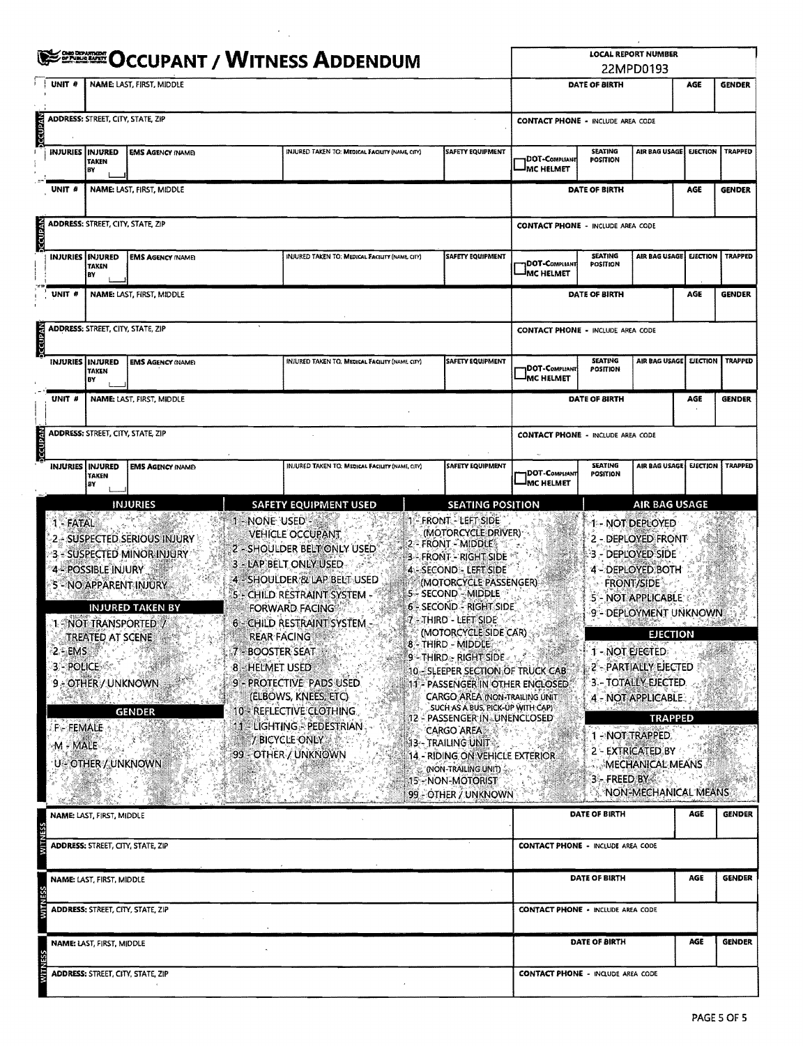# OCCUPANT / WITNESS ADDENDUM

**LOCAL REPORT NUMBER:** 22MPD0193

## OCCUPANT

| UNIT # | NAME: LAST, FIRST, MIDDLE | DATE OF BIRTH | AGE | GENDER |
|---|---|---|---|---|
| | | | | |

| ADDRESS: STREET, CITY, STATE, ZIP | CONTACT PHONE - INCLUDE AREA CODE |
|---|---|
| | |

| INJURIES | INJURED TAKEN BY | EMS AGENCY (NAME) | INJURED TAKEN TO: MEDICAL FACILITY (NAME, CITY) | SAFETY EQUIPMENT | DOT-COMPLIANT MC HELMET | SEATING POSITION | AIR BAG USAGE | EJECTION | TRAPPED |
|---|---|---|---|---|---|---|---|---|---|
| | | | | | | | | | |

## OCCUPANT

| UNIT # | NAME: LAST, FIRST, MIDDLE | DATE OF BIRTH | AGE | GENDER |
|---|---|---|---|---|
| | | | | |

| ADDRESS: STREET, CITY, STATE, ZIP | CONTACT PHONE - INCLUDE AREA CODE |
|---|---|
| | |

| INJURIES | INJURED TAKEN BY | EMS AGENCY (NAME) | INJURED TAKEN TO: MEDICAL FACILITY (NAME, CITY) | SAFETY EQUIPMENT | DOT-COMPLIANT MC HELMET | SEATING POSITION | AIR BAG USAGE | EJECTION | TRAPPED |
|---|---|---|---|---|---|---|---|---|---|
| | | | | | | | | | |

## OCCUPANT

| UNIT # | NAME: LAST, FIRST, MIDDLE | DATE OF BIRTH | AGE | GENDER |
|---|---|---|---|---|
| | | | | |

| ADDRESS: STREET, CITY, STATE, ZIP | CONTACT PHONE - INCLUDE AREA CODE |
|---|---|
| | |

| INJURIES | INJURED TAKEN BY | EMS AGENCY (NAME) | INJURED TAKEN TO: MEDICAL FACILITY (NAME, CITY) | SAFETY EQUIPMENT | DOT-COMPLIANT MC HELMET | SEATING POSITION | AIR BAG USAGE | EJECTION | TRAPPED |
|---|---|---|---|---|---|---|---|---|---|
| | | | | | | | | | |

## OCCUPANT

| UNIT # | NAME: LAST, FIRST, MIDDLE | DATE OF BIRTH | AGE | GENDER |
|---|---|---|---|---|
| | | | | |

| ADDRESS: STREET, CITY, STATE, ZIP | CONTACT PHONE - INCLUDE AREA CODE |
|---|---|
| | |

| INJURIES | INJURED TAKEN BY | EMS AGENCY (NAME) | INJURED TAKEN TO: MEDICAL FACILITY (NAME, CITY) | SAFETY EQUIPMENT | DOT-COMPLIANT MC HELMET | SEATING POSITION | AIR BAG USAGE | EJECTION | TRAPPED |
|---|---|---|---|---|---|---|---|---|---|
| | | | | | | | | | |

### INJURIES
1 - FATAL
2 - SUSPECTED SERIOUS INJURY
3 - SUSPECTED MINOR INJURY
4 - POSSIBLE INJURY
5 - NO APPARENT INJURY

### INJURED TAKEN BY
1 - NOT TRANSPORTED / TREATED AT SCENE
2 - EMS
3 - POLICE
9 - OTHER / UNKNOWN

### GENDER
F - FEMALE
M - MALE
U - OTHER / UNKNOWN

### SAFETY EQUIPMENT USED
1 - NONE USED - VEHICLE OCCUPANT
2 - SHOULDER BELT ONLY USED
3 - LAP BELT ONLY USED
4 - SHOULDER & LAP BELT USED
5 - CHILD RESTRAINT SYSTEM - FORWARD FACING
6 - CHILD RESTRAINT SYSTEM - REAR FACING
7 - BOOSTER SEAT
8 - HELMET USED
9 - PROTECTIVE PADS USED (ELBOWS, KNEES, ETC)
10 - REFLECTIVE CLOTHING
11 - LIGHTING - PEDESTRIAN / BICYCLE ONLY
99 - OTHER / UNKNOWN

### SEATING POSITION
1 - FRONT - LEFT SIDE (MOTORCYCLE DRIVER)
2 - FRONT - MIDDLE
3 - FRONT - RIGHT SIDE
4 - SECOND - LEFT SIDE (MOTORCYCLE PASSENGER)
5 - SECOND - MIDDLE
6 - SECOND - RIGHT SIDE
7 - THIRD - LEFT SIDE (MOTORCYCLE SIDE CAR)
8 - THIRD - MIDDLE
9 - THIRD - RIGHT SIDE
10 - SLEEPER SECTION OF TRUCK CAB
11 - PASSENGER IN OTHER ENCLOSED CARGO AREA (NON-TRAILING UNIT SUCH AS A BUS, PICK-UP WITH CAP)
12 - PASSENGER IN UNENCLOSED CARGO AREA
13 - TRAILING UNIT
14 - RIDING ON VEHICLE EXTERIOR (NON-TRAILING UNIT)
15 - NON-MOTORIST
99 - OTHER / UNKNOWN

### AIR BAG USAGE
1 - NOT DEPLOYED
2 - DEPLOYED FRONT
3 - DEPLOYED SIDE
4 - DEPLOYED BOTH FRONT/SIDE
5 - NOT APPLICABLE
9 - DEPLOYMENT UNKNOWN

### EJECTION
1 - NOT EJECTED
2 - PARTIALLY EJECTED
3 - TOTALLY EJECTED
4 - NOT APPLICABLE

### TRAPPED
1 - NOT TRAPPED
2 - EXTRICATED BY MECHANICAL MEANS
3 - FREED BY NON-MECHANICAL MEANS

## WITNESS

| NAME: LAST, FIRST, MIDDLE | DATE OF BIRTH | AGE | GENDER |
|---|---|---|---|
| | | | |

| ADDRESS: STREET, CITY, STATE, ZIP | CONTACT PHONE - INCLUDE AREA CODE |
|---|---|
| | |

## WITNESS

| NAME: LAST, FIRST, MIDDLE | DATE OF BIRTH | AGE | GENDER |
|---|---|---|---|
| | | | |

| ADDRESS: STREET, CITY, STATE, ZIP | CONTACT PHONE - INCLUDE AREA CODE |
|---|---|
| | |

## WITNESS

| NAME: LAST, FIRST, MIDDLE | DATE OF BIRTH | AGE | GENDER |
|---|---|---|---|
| | | | |

| ADDRESS: STREET, CITY, STATE, ZIP | CONTACT PHONE - INCLUDE AREA CODE |
|---|---|
| | |